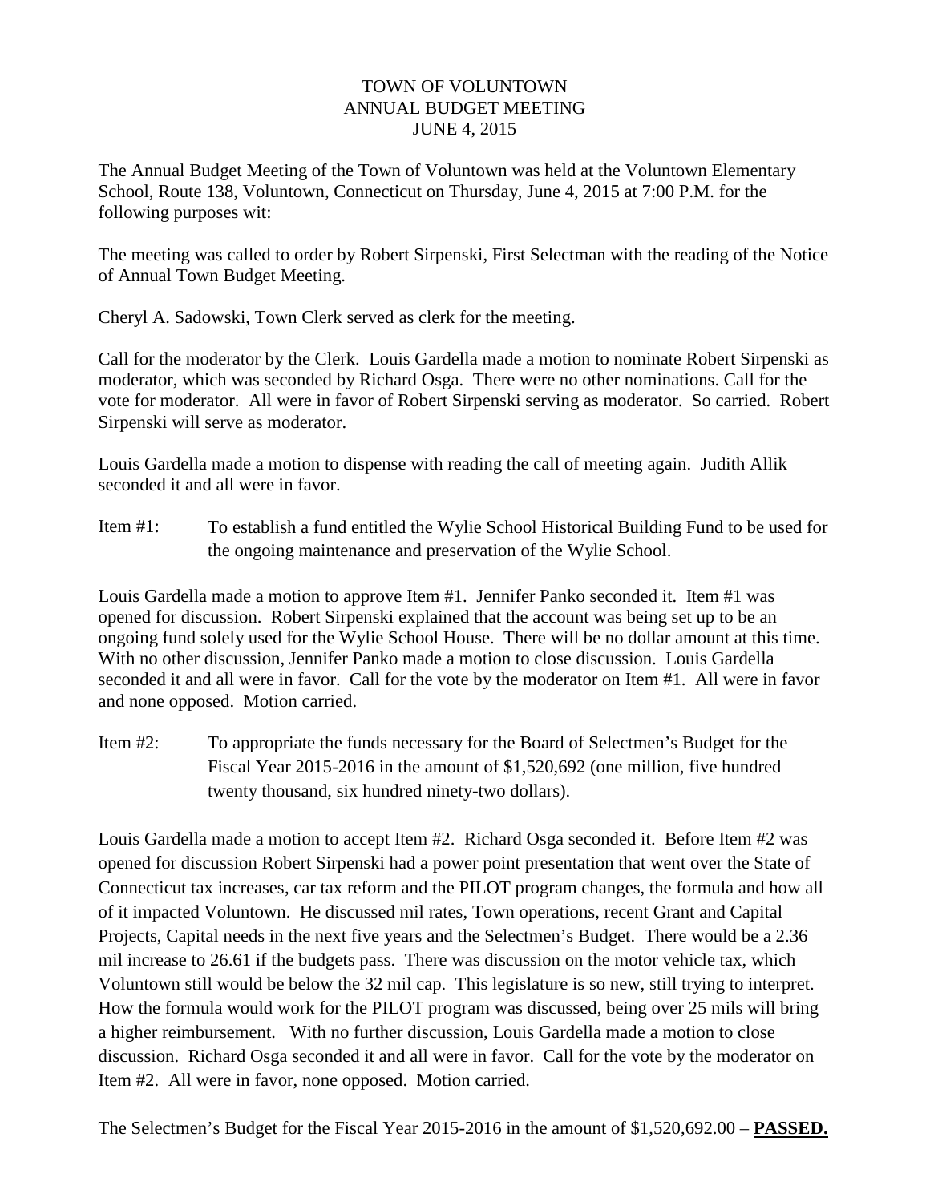# TOWN OF VOLUNTOWN
## ANNUAL BUDGET MEETING
### JUNE 4, 2015

The Annual Budget Meeting of the Town of Voluntown was held at the Voluntown Elementary School, Route 138, Voluntown, Connecticut on Thursday, June 4, 2015 at 7:00 P.M. for the following purposes wit:

The meeting was called to order by Robert Sirpenski, First Selectman with the reading of the Notice of Annual Town Budget Meeting.

Cheryl A. Sadowski, Town Clerk served as clerk for the meeting.

Call for the moderator by the Clerk. Louis Gardella made a motion to nominate Robert Sirpenski as moderator, which was seconded by Richard Osga. There were no other nominations. Call for the vote for moderator. All were in favor of Robert Sirpenski serving as moderator. So carried. Robert Sirpenski will serve as moderator.

Louis Gardella made a motion to dispense with reading the call of meeting again. Judith Allik seconded it and all were in favor.

Item #1: To establish a fund entitled the Wylie School Historical Building Fund to be used for the ongoing maintenance and preservation of the Wylie School.

Louis Gardella made a motion to approve Item #1. Jennifer Panko seconded it. Item #1 was opened for discussion. Robert Sirpenski explained that the account was being set up to be an ongoing fund solely used for the Wylie School House. There will be no dollar amount at this time. With no other discussion, Jennifer Panko made a motion to close discussion. Louis Gardella seconded it and all were in favor. Call for the vote by the moderator on Item #1. All were in favor and none opposed. Motion carried.

Item #2: To appropriate the funds necessary for the Board of Selectmen's Budget for the Fiscal Year 2015-2016 in the amount of $1,520,692 (one million, five hundred twenty thousand, six hundred ninety-two dollars).

Louis Gardella made a motion to accept Item #2. Richard Osga seconded it. Before Item #2 was opened for discussion Robert Sirpenski had a power point presentation that went over the State of Connecticut tax increases, car tax reform and the PILOT program changes, the formula and how all of it impacted Voluntown. He discussed mil rates, Town operations, recent Grant and Capital Projects, Capital needs in the next five years and the Selectmen's Budget. There would be a 2.36 mil increase to 26.61 if the budgets pass. There was discussion on the motor vehicle tax, which Voluntown still would be below the 32 mil cap. This legislature is so new, still trying to interpret. How the formula would work for the PILOT program was discussed, being over 25 mils will bring a higher reimbursement. With no further discussion, Louis Gardella made a motion to close discussion. Richard Osga seconded it and all were in favor. Call for the vote by the moderator on Item #2. All were in favor, none opposed. Motion carried.

The Selectmen's Budget for the Fiscal Year 2015-2016 in the amount of $1,520,692.00 – **PASSED.**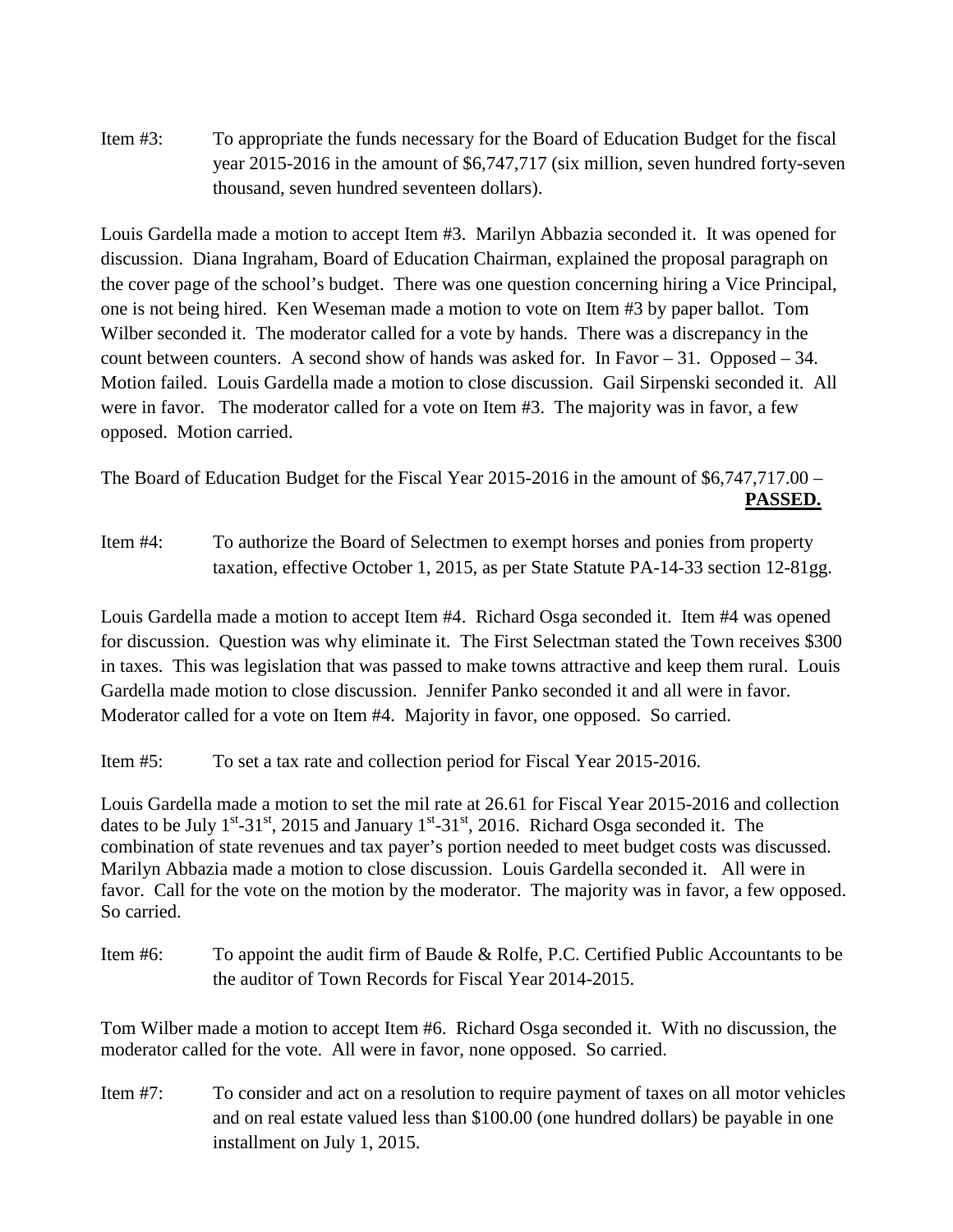Item #3: To appropriate the funds necessary for the Board of Education Budget for the fiscal year 2015-2016 in the amount of $6,747,717 (six million, seven hundred forty-seven thousand, seven hundred seventeen dollars).

Louis Gardella made a motion to accept Item #3. Marilyn Abbazia seconded it. It was opened for discussion. Diana Ingraham, Board of Education Chairman, explained the proposal paragraph on the cover page of the school's budget. There was one question concerning hiring a Vice Principal, one is not being hired. Ken Weseman made a motion to vote on Item #3 by paper ballot. Tom Wilber seconded it. The moderator called for a vote by hands. There was a discrepancy in the count between counters. A second show of hands was asked for. In Favor – 31. Opposed – 34. Motion failed. Louis Gardella made a motion to close discussion. Gail Sirpenski seconded it. All were in favor. The moderator called for a vote on Item #3. The majority was in favor, a few opposed. Motion carried.

The Board of Education Budget for the Fiscal Year 2015-2016 in the amount of $6,747,717.00 – **PASSED.**

Item #4: To authorize the Board of Selectmen to exempt horses and ponies from property taxation, effective October 1, 2015, as per State Statute PA-14-33 section 12-81gg.

Louis Gardella made a motion to accept Item #4. Richard Osga seconded it. Item #4 was opened for discussion. Question was why eliminate it. The First Selectman stated the Town receives $300 in taxes. This was legislation that was passed to make towns attractive and keep them rural. Louis Gardella made motion to close discussion. Jennifer Panko seconded it and all were in favor. Moderator called for a vote on Item #4. Majority in favor, one opposed. So carried.

Item #5: To set a tax rate and collection period for Fiscal Year 2015-2016.

Louis Gardella made a motion to set the mil rate at 26.61 for Fiscal Year 2015-2016 and collection dates to be July 1st-31st, 2015 and January 1st-31st, 2016. Richard Osga seconded it. The combination of state revenues and tax payer's portion needed to meet budget costs was discussed. Marilyn Abbazia made a motion to close discussion. Louis Gardella seconded it. All were in favor. Call for the vote on the motion by the moderator. The majority was in favor, a few opposed. So carried.

Item #6: To appoint the audit firm of Baude & Rolfe, P.C. Certified Public Accountants to be the auditor of Town Records for Fiscal Year 2014-2015.

Tom Wilber made a motion to accept Item #6. Richard Osga seconded it. With no discussion, the moderator called for the vote. All were in favor, none opposed. So carried.

Item #7: To consider and act on a resolution to require payment of taxes on all motor vehicles and on real estate valued less than $100.00 (one hundred dollars) be payable in one installment on July 1, 2015.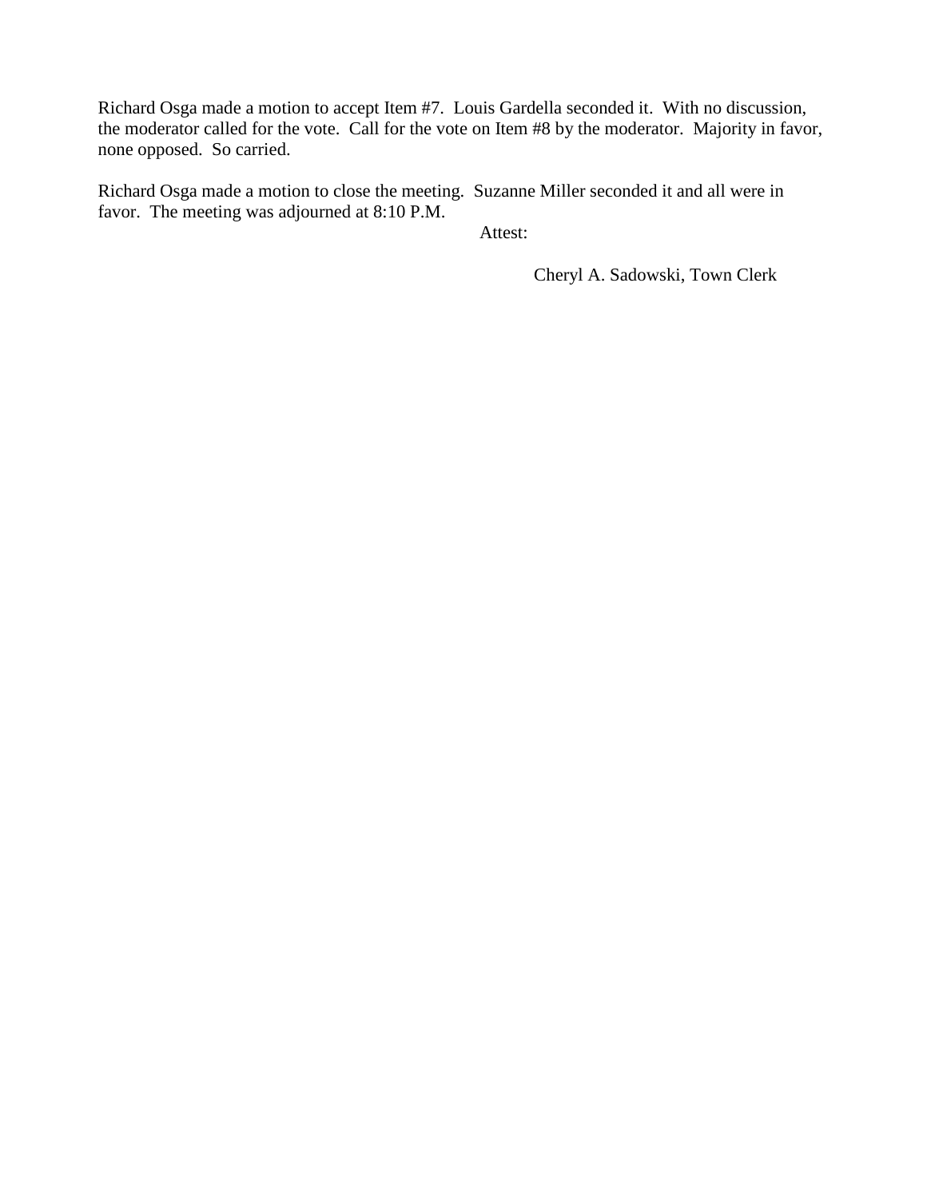Richard Osga made a motion to accept Item #7. Louis Gardella seconded it. With no discussion, the moderator called for the vote. Call for the vote on Item #8 by the moderator. Majority in favor, none opposed. So carried.

Richard Osga made a motion to close the meeting. Suzanne Miller seconded it and all were in favor. The meeting was adjourned at 8:10 P.M.

Attest:

Cheryl A. Sadowski, Town Clerk